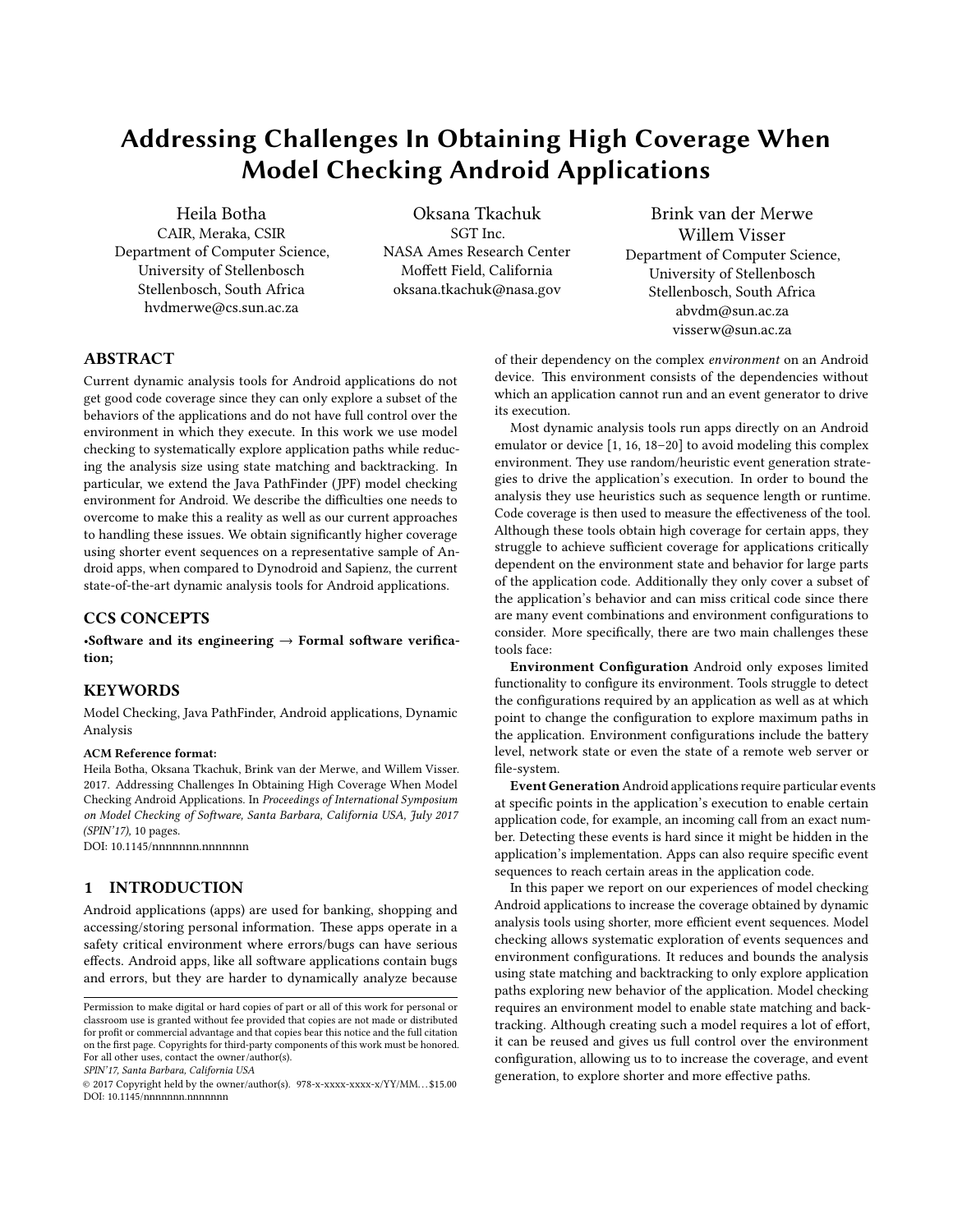# Addressing Challenges In Obtaining High Coverage When Model Checking Android Applications

Heila Botha
CAIR, Meraka, CSIR
Department of Computer Science,
University of Stellenbosch
Stellenbosch, South Africa
hvdmerwe@cs.sun.ac.za

Oksana Tkachuk
SGT Inc.
NASA Ames Research Center
Moffett Field, California
oksana.tkachuk@nasa.gov

Brink van der Merwe
Willem Visser
Department of Computer Science,
University of Stellenbosch
Stellenbosch, South Africa
abvdm@sun.ac.za
visserw@sun.ac.za

## ABSTRACT

Current dynamic analysis tools for Android applications do not get good code coverage since they can only explore a subset of the behaviors of the applications and do not have full control over the environment in which they execute. In this work we use model checking to systematically explore application paths while reducing the analysis size using state matching and backtracking. In particular, we extend the Java PathFinder (JPF) model checking environment for Android. We describe the difficulties one needs to overcome to make this a reality as well as our current approaches to handling these issues. We obtain significantly higher coverage using shorter event sequences on a representative sample of Android apps, when compared to Dynodroid and Sapienz, the current state-of-the-art dynamic analysis tools for Android applications.

## CCS CONCEPTS

•**Software and its engineering → Formal software verification;**

## KEYWORDS

Model Checking, Java PathFinder, Android applications, Dynamic Analysis

**ACM Reference format:**
Heila Botha, Oksana Tkachuk, Brink van der Merwe, and Willem Visser. 2017. Addressing Challenges In Obtaining High Coverage When Model Checking Android Applications. In *Proceedings of International Symposium on Model Checking of Software, Santa Barbara, California USA, July 2017 (SPIN'17),* 10 pages.
DOI: 10.1145/nnnnnnn.nnnnnnn

## 1 INTRODUCTION

Android applications (apps) are used for banking, shopping and accessing/storing personal information. These apps operate in a safety critical environment where errors/bugs can have serious effects. Android apps, like all software applications contain bugs and errors, but they are harder to dynamically analyze because of their dependency on the complex *environment* on an Android device. This environment consists of the dependencies without which an application cannot run and an event generator to drive its execution.

Most dynamic analysis tools run apps directly on an Android emulator or device [1, 16, 18–20] to avoid modeling this complex environment. They use random/heuristic event generation strategies to drive the application's execution. In order to bound the analysis they use heuristics such as sequence length or runtime. Code coverage is then used to measure the effectiveness of the tool. Although these tools obtain high coverage for certain apps, they struggle to achieve sufficient coverage for applications critically dependent on the environment state and behavior for large parts of the application code. Additionally they only cover a subset of the application's behavior and can miss critical code since there are many event combinations and environment configurations to consider. More specifically, there are two main challenges these tools face:

**Environment Configuration** Android only exposes limited functionality to configure its environment. Tools struggle to detect the configurations required by an application as well as at which point to change the configuration to explore maximum paths in the application. Environment configurations include the battery level, network state or even the state of a remote web server or file-system.

**Event Generation** Android applications require particular events at specific points in the application's execution to enable certain application code, for example, an incoming call from an exact number. Detecting these events is hard since it might be hidden in the application's implementation. Apps can also require specific event sequences to reach certain areas in the application code.

In this paper we report on our experiences of model checking Android applications to increase the coverage obtained by dynamic analysis tools using shorter, more efficient event sequences. Model checking allows systematic exploration of events sequences and environment configurations. It reduces and bounds the analysis using state matching and backtracking to only explore application paths exploring new behavior of the application. Model checking requires an environment model to enable state matching and backtracking. Although creating such a model requires a lot of effort, it can be reused and gives us full control over the environment configuration, allowing us to to increase the coverage, and event generation, to explore shorter and more effective paths.

Permission to make digital or hard copies of part or all of this work for personal or classroom use is granted without fee provided that copies are not made or distributed for profit or commercial advantage and that copies bear this notice and the full citation on the first page. Copyrights for third-party components of this work must be honored. For all other uses, contact the owner/author(s).
*SPIN'17, Santa Barbara, California USA*
© 2017 Copyright held by the owner/author(s). 978-x-xxxx-xxxx-x/YY/MM...$15.00
DOI: 10.1145/nnnnnnn.nnnnnnn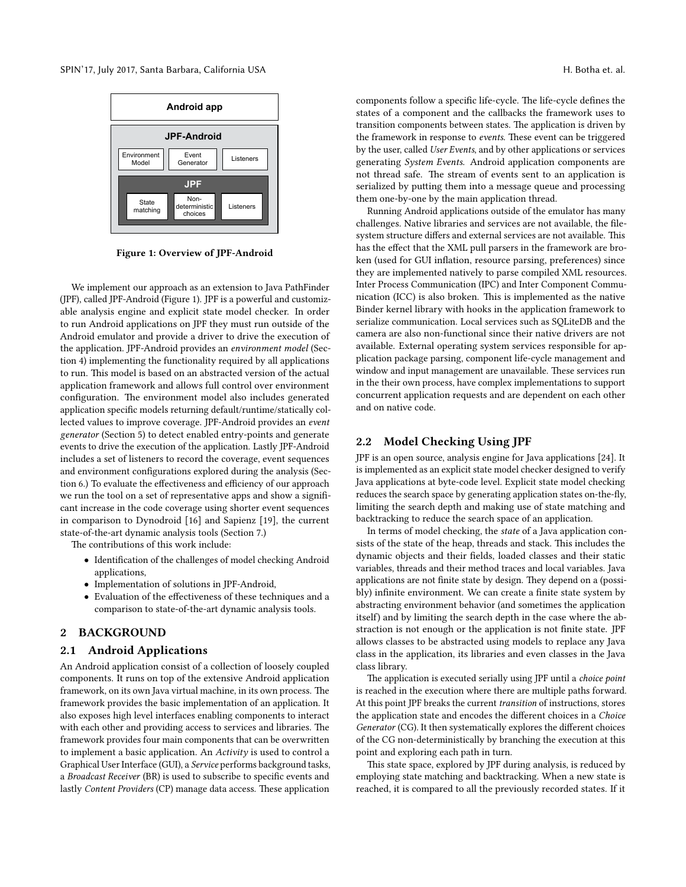Figure 1: Overview of JPF-Android

We implement our approach as an extension to Java PathFinder (JPF), called JPF-Android (Figure 1). JPF is a powerful and customizable analysis engine and explicit state model checker. In order to run Android applications on JPF they must run outside of the Android emulator and provide a driver to drive the execution of the application. JPF-Android provides an *environment model* (Section 4) implementing the functionality required by all applications to run. This model is based on an abstracted version of the actual application framework and allows full control over environment configuration. The environment model also includes generated application specific models returning default/runtime/statically collected values to improve coverage. JPF-Android provides an *event generator* (Section 5) to detect enabled entry-points and generate events to drive the execution of the application. Lastly JPF-Android includes a set of listeners to record the coverage, event sequences and environment configurations explored during the analysis (Section 6.) To evaluate the effectiveness and efficiency of our approach we run the tool on a set of representative apps and show a significant increase in the code coverage using shorter event sequences in comparison to Dynodroid [16] and Sapienz [19], the current state-of-the-art dynamic analysis tools (Section 7.)

The contributions of this work include:

- Identification of the challenges of model checking Android applications,
- Implementation of solutions in JPF-Android,
- Evaluation of the effectiveness of these techniques and a comparison to state-of-the-art dynamic analysis tools.

## 2 BACKGROUND

### 2.1 Android Applications

An Android application consist of a collection of loosely coupled components. It runs on top of the extensive Android application framework, on its own Java virtual machine, in its own process. The framework provides the basic implementation of an application. It also exposes high level interfaces enabling components to interact with each other and providing access to services and libraries. The framework provides four main components that can be overwritten to implement a basic application. An *Activity* is used to control a Graphical User Interface (GUI), a *Service* performs background tasks, a *Broadcast Receiver* (BR) is used to subscribe to specific events and lastly *Content Providers* (CP) manage data access. These application components follow a specific life-cycle. The life-cycle defines the states of a component and the callbacks the framework uses to transition components between states. The application is driven by the framework in response to *events*. These event can be triggered by the user, called *User Events*, and by other applications or services generating *System Events*. Android application components are not thread safe. The stream of events sent to an application is serialized by putting them into a message queue and processing them one-by-one by the main application thread.

Running Android applications outside of the emulator has many challenges. Native libraries and services are not available, the file-system structure differs and external services are not available. This has the effect that the XML pull parsers in the framework are broken (used for GUI inflation, resource parsing, preferences) since they are implemented natively to parse compiled XML resources. Inter Process Communication (IPC) and Inter Component Communication (ICC) is also broken. This is implemented as the native Binder kernel library with hooks in the application framework to serialize communication. Local services such as SQLiteDB and the camera are also non-functional since their native drivers are not available. External operating system services responsible for application package parsing, component life-cycle management and window and input management are unavailable. These services run in the their own process, have complex implementations to support concurrent application requests and are dependent on each other and on native code.

### 2.2 Model Checking Using JPF

JPF is an open source, analysis engine for Java applications [24]. It is implemented as an explicit state model checker designed to verify Java applications at byte-code level. Explicit state model checking reduces the search space by generating application states on-the-fly, limiting the search depth and making use of state matching and backtracking to reduce the search space of an application.

In terms of model checking, the *state* of a Java application consists of the state of the heap, threads and stack. This includes the dynamic objects and their fields, loaded classes and their static variables, threads and their method traces and local variables. Java applications are not finite state by design. They depend on a (possibly) infinite environment. We can create a finite state system by abstracting environment behavior (and sometimes the application itself) and by limiting the search depth in the case where the abstraction is not enough or the application is not finite state. JPF allows classes to be abstracted using models to replace any Java class in the application, its libraries and even classes in the Java class library.

The application is executed serially using JPF until a *choice point* is reached in the execution where there are multiple paths forward. At this point JPF breaks the current *transition* of instructions, stores the application state and encodes the different choices in a *Choice Generator* (CG). It then systematically explores the different choices of the CG non-deterministically by branching the execution at this point and exploring each path in turn.

This state space, explored by JPF during analysis, is reduced by employing state matching and backtracking. When a new state is reached, it is compared to all the previously recorded states. If it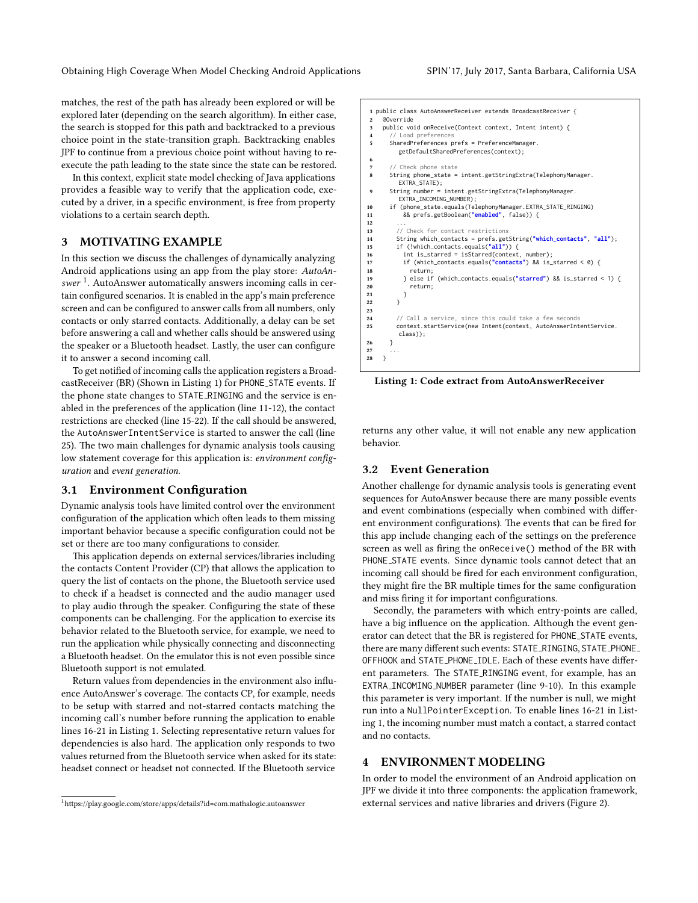matches, the rest of the path has already been explored or will be explored later (depending on the search algorithm). In either case, the search is stopped for this path and backtracked to a previous choice point in the state-transition graph. Backtracking enables JPF to continue from a previous choice point without having to re-execute the path leading to the state since the state can be restored.

In this context, explicit state model checking of Java applications provides a feasible way to verify that the application code, executed by a driver, in a specific environment, is free from property violations to a certain search depth.

## 3 MOTIVATING EXAMPLE

In this section we discuss the challenges of dynamically analyzing Android applications using an app from the play store: *AutoAnswer* [1]. AutoAnswer automatically answers incoming calls in certain configured scenarios. It is enabled in the app's main preference screen and can be configured to answer calls from all numbers, only contacts or only starred contacts. Additionally, a delay can be set before answering a call and whether calls should be answered using the speaker or a Bluetooth headset. Lastly, the user can configure it to answer a second incoming call.

To get notified of incoming calls the application registers a BroadcastReceiver (BR) (Shown in Listing 1) for PHONE_STATE events. If the phone state changes to STATE_RINGING and the service is enabled in the preferences of the application (line 11-12), the contact restrictions are checked (line 15-22). If the call should be answered, the AutoAnswerIntentService is started to answer the call (line 25). The two main challenges for dynamic analysis tools causing low statement coverage for this application is: *environment configuration* and *event generation*.

```
1  public class AutoAnswerReceiver extends BroadcastReceiver {
2    @Override
3    public void onReceive(Context context, Intent intent) {
4      // Load preferences
5      SharedPreferences prefs = PreferenceManager.
         getDefaultSharedPreferences(context);
6
7      // Check phone state
8      String phone_state = intent.getStringExtra(TelephonyManager.
         EXTRA_STATE);
9      String number = intent.getStringExtra(TelephonyManager.
         EXTRA_INCOMING_NUMBER);
10     if (phone_state.equals(TelephonyManager.EXTRA_STATE_RINGING)
11         && prefs.getBoolean("enabled", false)) {
12       ...
13       // Check for contact restrictions
14       String which_contacts = prefs.getString("which_contacts", "all");
15       if (!which_contacts.equals("all")) {
16         int is_starred = isStarred(context, number);
17         if (which_contacts.equals("contacts") && is_starred < 0) {
18           return;
19         } else if (which_contacts.equals("starred") && is_starred < 1) {
20           return;
21         }
22       }
23
24       // Call a service, since this could take a few seconds
25       context.startService(new Intent(context, AutoAnswerIntentService.
         class));
26     }
27     ...
28   }
```

**Listing 1: Code extract from AutoAnswerReceiver**

### 3.1 Environment Configuration

Dynamic analysis tools have limited control over the environment configuration of the application which often leads to them missing important behavior because a specific configuration could not be set or there are too many configurations to consider.

This application depends on external services/libraries including the contacts Content Provider (CP) that allows the application to query the list of contacts on the phone, the Bluetooth service used to check if a headset is connected and the audio manager used to play audio through the speaker. Configuring the state of these components can be challenging. For the application to exercise its behavior related to the Bluetooth service, for example, we need to run the application while physically connecting and disconnecting a Bluetooth headset. On the emulator this is not even possible since Bluetooth support is not emulated.

Return values from dependencies in the environment also influence AutoAnswer's coverage. The contacts CP, for example, needs to be setup with starred and not-starred contacts matching the incoming call's number before running the application to enable lines 16-21 in Listing 1. Selecting representative return values for dependencies is also hard. The application only responds to two values returned from the Bluetooth service when asked for its state: headset connect or headset not connected. If the Bluetooth service returns any other value, it will not enable any new application behavior.

### 3.2 Event Generation

Another challenge for dynamic analysis tools is generating event sequences for AutoAnswer because there are many possible events and event combinations (especially when combined with different environment configurations). The events that can be fired for this app include changing each of the settings on the preference screen as well as firing the onReceive() method of the BR with PHONE_STATE events. Since dynamic tools cannot detect that an incoming call should be fired for each environment configuration, they might fire the BR multiple times for the same configuration and miss firing it for important configurations.

Secondly, the parameters with which entry-points are called, have a big influence on the application. Although the event generator can detect that the BR is registered for PHONE_STATE events, there are many different such events: STATE_RINGING, STATE_PHONE_OFFHOOK and STATE_PHONE_IDLE. Each of these events have different parameters. The STATE_RINGING event, for example, has an EXTRA_INCOMING_NUMBER parameter (line 9-10). In this example this parameter is very important. If the number is null, we might run into a NullPointerException. To enable lines 16-21 in Listing 1, the incoming number must match a contact, a starred contact and no contacts.

## 4 ENVIRONMENT MODELING

In order to model the environment of an Android application on JPF we divide it into three components: the application framework, external services and native libraries and drivers (Figure 2).

[1] https://play.google.com/store/apps/details?id=com.mathalogic.autoanswer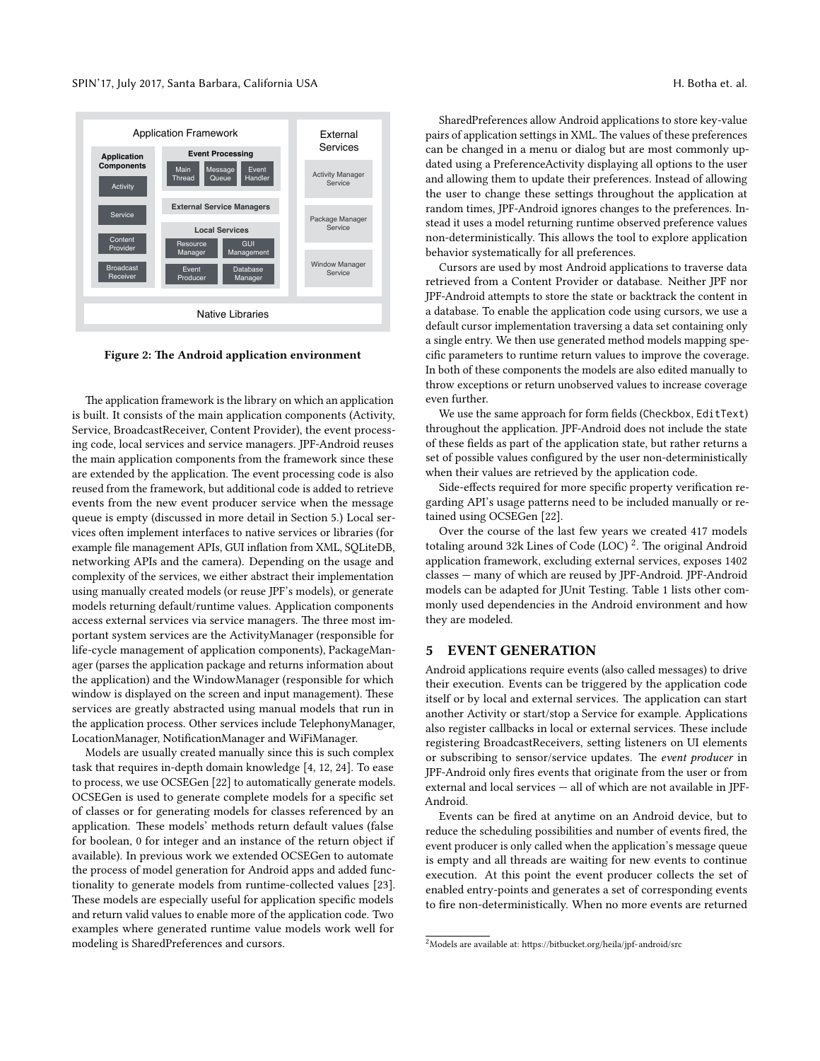Figure 2: The Android application environment

The application framework is the library on which an application is built. It consists of the main application components (Activity, Service, BroadcastReceiver, Content Provider), the event processing code, local services and service managers. JPF-Android reuses the main application components from the framework since these are extended by the application. The event processing code is also reused from the framework, but additional code is added to retrieve events from the new event producer service when the message queue is empty (discussed in more detail in Section 5.) Local services often implement interfaces to native services or libraries (for example file management APIs, GUI inflation from XML, SQLiteDB, networking APIs and the camera). Depending on the usage and complexity of the services, we either abstract their implementation using manually created models (or reuse JPF's models), or generate models returning default/runtime values. Application components access external services via service managers. The three most important system services are the ActivityManager (responsible for life-cycle management of application components), PackageManager (parses the application package and returns information about the application) and the WindowManager (responsible for which window is displayed on the screen and input management). These services are greatly abstracted using manual models that run in the application process. Other services include TelephonyManager, LocationManager, NotificationManager and WiFiManager.

Models are usually created manually since this is such complex task that requires in-depth domain knowledge [4, 12, 24]. To ease to process, we use OCSEGen [22] to automatically generate models. OCSEGen is used to generate complete models for a specific set of classes or for generating models for classes referenced by an application. These models' methods return default values (false for boolean, 0 for integer and an instance of the return object if available). In previous work we extended OCSEGen to automate the process of model generation for Android apps and added functionality to generate models from runtime-collected values [23]. These models are especially useful for application specific models and return valid values to enable more of the application code. Two examples where generated runtime value models work well for modeling is SharedPreferences and cursors.

SharedPreferences allow Android applications to store key-value pairs of application settings in XML. The values of these preferences can be changed in a menu or dialog but are most commonly updated using a PreferenceActivity displaying all options to the user and allowing them to update their preferences. Instead of allowing the user to change these settings throughout the application at random times, JPF-Android ignores changes to the preferences. Instead it uses a model returning runtime observed preference values non-deterministically. This allows the tool to explore application behavior systematically for all preferences.

Cursors are used by most Android applications to traverse data retrieved from a Content Provider or database. Neither JPF nor JPF-Android attempts to store the state or backtrack the content in a database. To enable the application code using cursors, we use a default cursor implementation traversing a data set containing only a single entry. We then use generated method models mapping specific parameters to runtime return values to improve the coverage. In both of these components the models are also edited manually to throw exceptions or return unobserved values to increase coverage even further.

We use the same approach for form fields (`Checkbox`, `EditText`) throughout the application. JPF-Android does not include the state of these fields as part of the application state, but rather returns a set of possible values configured by the user non-deterministically when their values are retrieved by the application code.

Side-effects required for more specific property verification regarding API's usage patterns need to be included manually or retained using OCSEGen [22].

Over the course of the last few years we created 417 models totaling around 32k Lines of Code (LOC) [2]. The original Android application framework, excluding external services, exposes 1402 classes — many of which are reused by JPF-Android. JPF-Android models can be adapted for JUnit Testing. Table 1 lists other commonly used dependencies in the Android environment and how they are modeled.

## 5 EVENT GENERATION

Android applications require events (also called messages) to drive their execution. Events can be triggered by the application code itself or by local and external services. The application can start another Activity or start/stop a Service for example. Applications also register callbacks in local or external services. These include registering BroadcastReceivers, setting listeners on UI elements or subscribing to sensor/service updates. The *event producer* in JPF-Android only fires events that originate from the user or from external and local services — all of which are not available in JPF-Android.

Events can be fired at anytime on an Android device, but to reduce the scheduling possibilities and number of events fired, the event producer is only called when the application's message queue is empty and all threads are waiting for new events to continue execution. At this point the event producer collects the set of enabled entry-points and generates a set of corresponding events to fire non-deterministically. When no more events are returned

[2] Models are available at: https://bitbucket.org/heila/jpf-android/src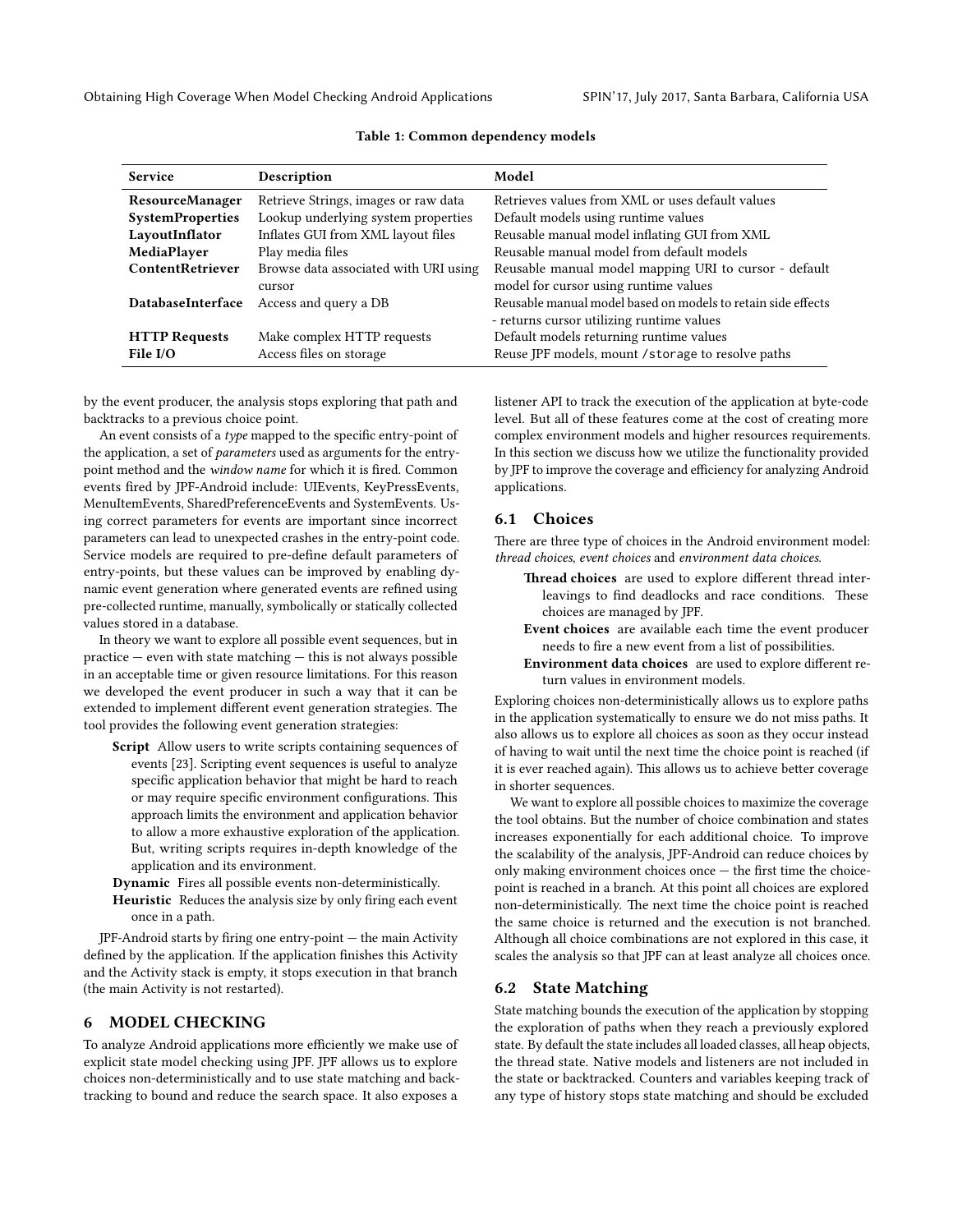Table 1: Common dependency models

| Service | Description | Model |
|---|---|---|
| **ResourceManager** | Retrieve Strings, images or raw data | Retrieves values from XML or uses default values |
| **SystemProperties** | Lookup underlying system properties | Default models using runtime values |
| **LayoutInflator** | Inflates GUI from XML layout files | Reusable manual model inflating GUI from XML |
| **MediaPlayer** | Play media files | Reusable manual model from default models |
| **ContentRetriever** | Browse data associated with URI using cursor | Reusable manual model mapping URI to cursor - default model for cursor using runtime values |
| **DatabaseInterface** | Access and query a DB | Reusable manual model based on models to retain side effects - returns cursor utilizing runtime values |
| **HTTP Requests** | Make complex HTTP requests | Default models returning runtime values |
| **File I/O** | Access files on storage | Reuse JPF models, mount `/storage` to resolve paths |

by the event producer, the analysis stops exploring that path and backtracks to a previous choice point.

An event consists of a *type* mapped to the specific entry-point of the application, a set of *parameters* used as arguments for the entry-point method and the *window name* for which it is fired. Common events fired by JPF-Android include: UIEvents, KeyPressEvents, MenuItemEvents, SharedPreferenceEvents and SystemEvents. Using correct parameters for events are important since incorrect parameters can lead to unexpected crashes in the entry-point code. Service models are required to pre-define default parameters of entry-points, but these values can be improved by enabling dynamic event generation where generated events are refined using pre-collected runtime, manually, symbolically or statically collected values stored in a database.

In theory we want to explore all possible event sequences, but in practice — even with state matching — this is not always possible in an acceptable time or given resource limitations. For this reason we developed the event producer in such a way that it can be extended to implement different event generation strategies. The tool provides the following event generation strategies:

- **Script** Allow users to write scripts containing sequences of events [23]. Scripting event sequences is useful to analyze specific application behavior that might be hard to reach or may require specific environment configurations. This approach limits the environment and application behavior to allow a more exhaustive exploration of the application. But, writing scripts requires in-depth knowledge of the application and its environment.
- **Dynamic** Fires all possible events non-deterministically.
- **Heuristic** Reduces the analysis size by only firing each event once in a path.

JPF-Android starts by firing one entry-point — the main Activity defined by the application. If the application finishes this Activity and the Activity stack is empty, it stops execution in that branch (the main Activity is not restarted).

## 6 MODEL CHECKING

To analyze Android applications more efficiently we make use of explicit state model checking using JPF. JPF allows us to explore choices non-deterministically and to use state matching and backtracking to bound and reduce the search space. It also exposes a listener API to track the execution of the application at byte-code level. But all of these features come at the cost of creating more complex environment models and higher resources requirements. In this section we discuss how we utilize the functionality provided by JPF to improve the coverage and efficiency for analyzing Android applications.

### 6.1 Choices

There are three type of choices in the Android environment model: *thread choices*, *event choices* and *environment data choices*.

- **Thread choices** are used to explore different thread interleavings to find deadlocks and race conditions. These choices are managed by JPF.
- **Event choices** are available each time the event producer needs to fire a new event from a list of possibilities.
- **Environment data choices** are used to explore different return values in environment models.

Exploring choices non-deterministically allows us to explore paths in the application systematically to ensure we do not miss paths. It also allows us to explore all choices as soon as they occur instead of having to wait until the next time the choice point is reached (if it is ever reached again). This allows us to achieve better coverage in shorter sequences.

We want to explore all possible choices to maximize the coverage the tool obtains. But the number of choice combination and states increases exponentially for each additional choice. To improve the scalability of the analysis, JPF-Android can reduce choices by only making environment choices once — the first time the choice-point is reached in a branch. At this point all choices are explored non-deterministically. The next time the choice point is reached the same choice is returned and the execution is not branched. Although all choice combinations are not explored in this case, it scales the analysis so that JPF can at least analyze all choices once.

### 6.2 State Matching

State matching bounds the execution of the application by stopping the exploration of paths when they reach a previously explored state. By default the state includes all loaded classes, all heap objects, the thread state. Native models and listeners are not included in the state or backtracked. Counters and variables keeping track of any type of history stops state matching and should be excluded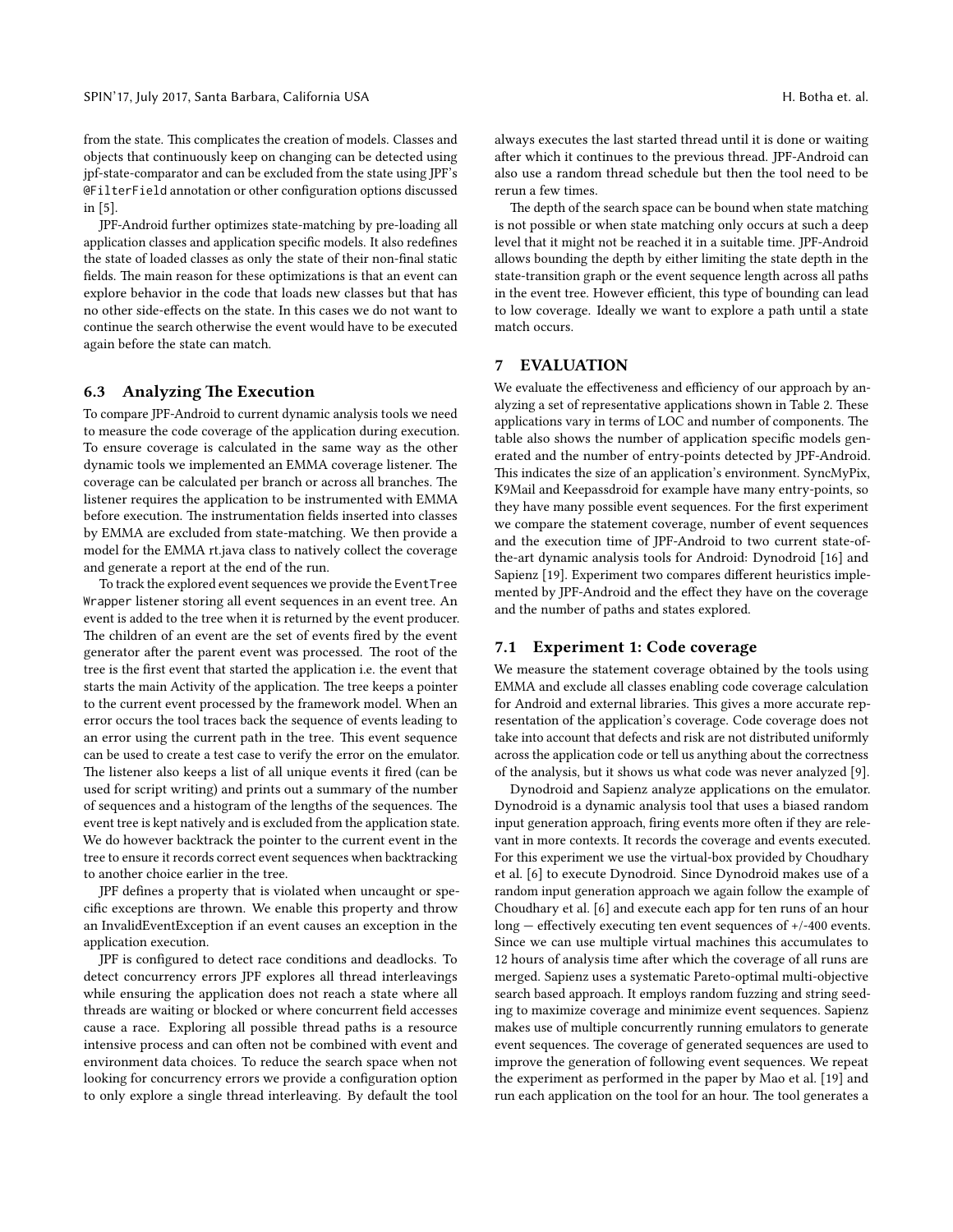from the state. This complicates the creation of models. Classes and objects that continuously keep on changing can be detected using jpf-state-comparator and can be excluded from the state using JPF's `@FilterField` annotation or other configuration options discussed in [5].

JPF-Android further optimizes state-matching by pre-loading all application classes and application specific models. It also redefines the state of loaded classes as only the state of their non-final static fields. The main reason for these optimizations is that an event can explore behavior in the code that loads new classes but that has no other side-effects on the state. In this cases we do not want to continue the search otherwise the event would have to be executed again before the state can match.

### 6.3 Analyzing The Execution

To compare JPF-Android to current dynamic analysis tools we need to measure the code coverage of the application during execution. To ensure coverage is calculated in the same way as the other dynamic tools we implemented an EMMA coverage listener. The coverage can be calculated per branch or across all branches. The listener requires the application to be instrumented with EMMA before execution. The instrumentation fields inserted into classes by EMMA are excluded from state-matching. We then provide a model for the EMMA rt.java class to natively collect the coverage and generate a report at the end of the run.

To track the explored event sequences we provide the `EventTreeWrapper` listener storing all event sequences in an event tree. An event is added to the tree when it is returned by the event producer. The children of an event are the set of events fired by the event generator after the parent event was processed. The root of the tree is the first event that started the application i.e. the event that starts the main Activity of the application. The tree keeps a pointer to the current event processed by the framework model. When an error occurs the tool traces back the sequence of events leading to an error using the current path in the tree. This event sequence can be used to create a test case to verify the error on the emulator. The listener also keeps a list of all unique events it fired (can be used for script writing) and prints out a summary of the number of sequences and a histogram of the lengths of the sequences. The event tree is kept natively and is excluded from the application state. We do however backtrack the pointer to the current event in the tree to ensure it records correct event sequences when backtracking to another choice earlier in the tree.

JPF defines a property that is violated when uncaught or specific exceptions are thrown. We enable this property and throw an InvalidEventException if an event causes an exception in the application execution.

JPF is configured to detect race conditions and deadlocks. To detect concurrency errors JPF explores all thread interleavings while ensuring the application does not reach a state where all threads are waiting or blocked or where concurrent field accesses cause a race. Exploring all possible thread paths is a resource intensive process and can often not be combined with event and environment data choices. To reduce the search space when not looking for concurrency errors we provide a configuration option to only explore a single thread interleaving. By default the tool always executes the last started thread until it is done or waiting after which it continues to the previous thread. JPF-Android can also use a random thread schedule but then the tool need to be rerun a few times.

The depth of the search space can be bound when state matching is not possible or when state matching only occurs at such a deep level that it might not be reached it in a suitable time. JPF-Android allows bounding the depth by either limiting the state depth in the state-transition graph or the event sequence length across all paths in the event tree. However efficient, this type of bounding can lead to low coverage. Ideally we want to explore a path until a state match occurs.

## 7 EVALUATION

We evaluate the effectiveness and efficiency of our approach by analyzing a set of representative applications shown in Table 2. These applications vary in terms of LOC and number of components. The table also shows the number of application specific models generated and the number of entry-points detected by JPF-Android. This indicates the size of an application's environment. SyncMyPix, K9Mail and Keepassdroid for example have many entry-points, so they have many possible event sequences. For the first experiment we compare the statement coverage, number of event sequences and the execution time of JPF-Android to two current state-of-the-art dynamic analysis tools for Android: Dynodroid [16] and Sapienz [19]. Experiment two compares different heuristics implemented by JPF-Android and the effect they have on the coverage and the number of paths and states explored.

### 7.1 Experiment 1: Code coverage

We measure the statement coverage obtained by the tools using EMMA and exclude all classes enabling code coverage calculation for Android and external libraries. This gives a more accurate representation of the application's coverage. Code coverage does not take into account that defects and risk are not distributed uniformly across the application code or tell us anything about the correctness of the analysis, but it shows us what code was never analyzed [9].

Dynodroid and Sapienz analyze applications on the emulator. Dynodroid is a dynamic analysis tool that uses a biased random input generation approach, firing events more often if they are relevant in more contexts. It records the coverage and events executed. For this experiment we use the virtual-box provided by Choudhary et al. [6] to execute Dynodroid. Since Dynodroid makes use of a random input generation approach we again follow the example of Choudhary et al. [6] and execute each app for ten runs of an hour long — effectively executing ten event sequences of +/-400 events. Since we can use multiple virtual machines this accumulates to 12 hours of analysis time after which the coverage of all runs are merged. Sapienz uses a systematic Pareto-optimal multi-objective search based approach. It employs random fuzzing and string seeding to maximize coverage and minimize event sequences. Sapienz makes use of multiple concurrently running emulators to generate event sequences. The coverage of generated sequences are used to improve the generation of following event sequences. We repeat the experiment as performed in the paper by Mao et al. [19] and run each application on the tool for an hour. The tool generates a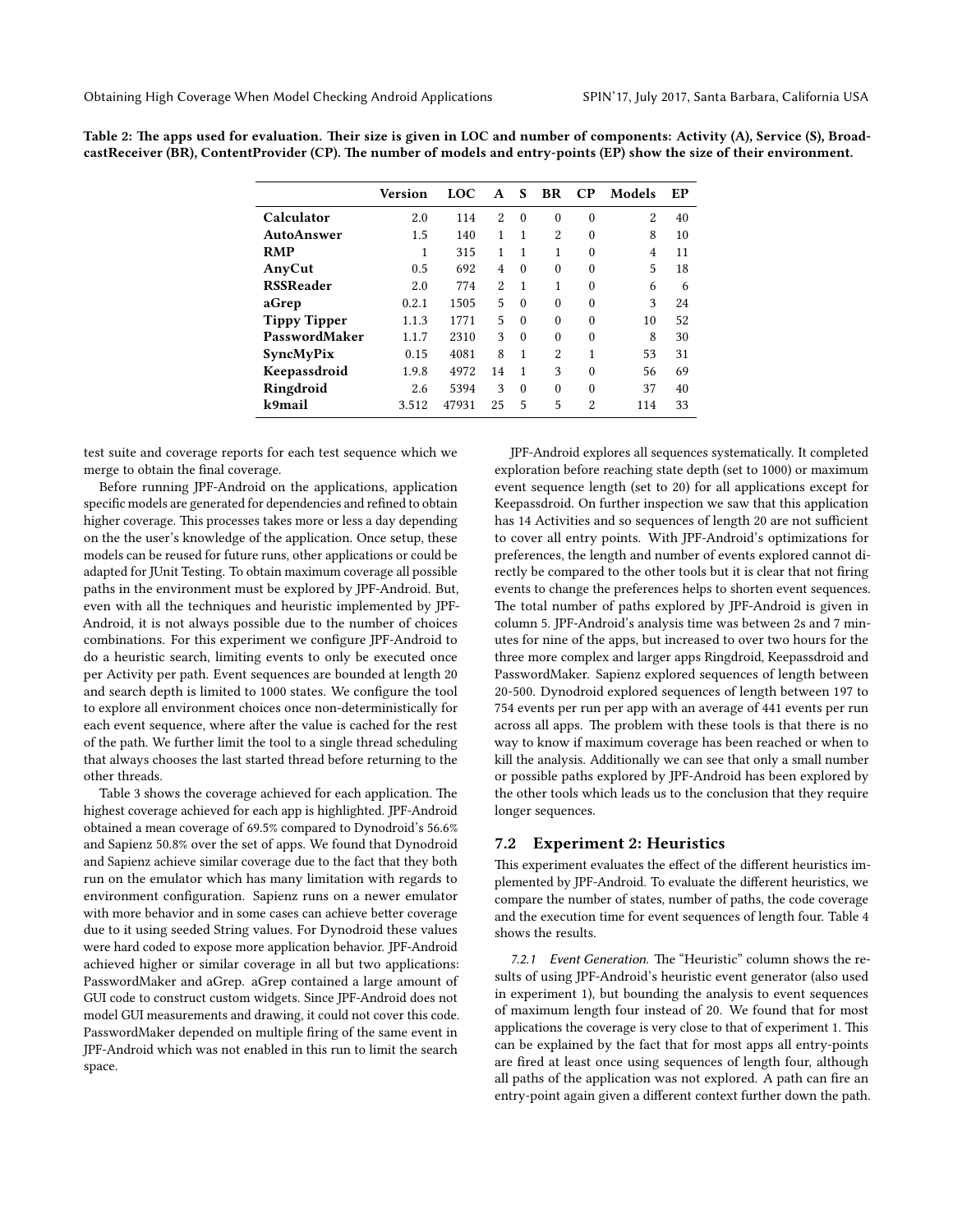Table 2: The apps used for evaluation. Their size is given in LOC and number of components: Activity (A), Service (S), BroadcastReceiver (BR), ContentProvider (CP). The number of models and entry-points (EP) show the size of their environment.

| | Version | LOC | A | S | BR | CP | Models | EP |
|---|---|---|---|---|---|---|---|---|
| **Calculator** | 2.0 | 114 | 2 | 0 | 0 | 0 | 2 | 40 |
| **AutoAnswer** | 1.5 | 140 | 1 | 1 | 2 | 0 | 8 | 10 |
| **RMP** | 1 | 315 | 1 | 1 | 1 | 0 | 4 | 11 |
| **AnyCut** | 0.5 | 692 | 4 | 0 | 0 | 0 | 5 | 18 |
| **RSSReader** | 2.0 | 774 | 2 | 1 | 1 | 0 | 6 | 6 |
| **aGrep** | 0.2.1 | 1505 | 5 | 0 | 0 | 0 | 3 | 24 |
| **Tippy Tipper** | 1.1.3 | 1771 | 5 | 0 | 0 | 0 | 10 | 52 |
| **PasswordMaker** | 1.1.7 | 2310 | 3 | 0 | 0 | 0 | 8 | 30 |
| **SyncMyPix** | 0.15 | 4081 | 8 | 1 | 2 | 1 | 53 | 31 |
| **Keepassdroid** | 1.9.8 | 4972 | 14 | 1 | 3 | 0 | 56 | 69 |
| **Ringdroid** | 2.6 | 5394 | 3 | 0 | 0 | 0 | 37 | 40 |
| **k9mail** | 3.512 | 47931 | 25 | 5 | 5 | 2 | 114 | 33 |

test suite and coverage reports for each test sequence which we merge to obtain the final coverage.

Before running JPF-Android on the applications, application specific models are generated for dependencies and refined to obtain higher coverage. This processes takes more or less a day depending on the the user's knowledge of the application. Once setup, these models can be reused for future runs, other applications or could be adapted for JUnit Testing. To obtain maximum coverage all possible paths in the environment must be explored by JPF-Android. But, even with all the techniques and heuristic implemented by JPF-Android, it is not always possible due to the number of choices combinations. For this experiment we configure JPF-Android to do a heuristic search, limiting events to only be executed once per Activity per path. Event sequences are bounded at length 20 and search depth is limited to 1000 states. We configure the tool to explore all environment choices once non-deterministically for each event sequence, where after the value is cached for the rest of the path. We further limit the tool to a single thread scheduling that always chooses the last started thread before returning to the other threads.

Table 3 shows the coverage achieved for each application. The highest coverage achieved for each app is highlighted. JPF-Android obtained a mean coverage of 69.5% compared to Dynodroid's 56.6% and Sapienz 50.8% over the set of apps. We found that Dynodroid and Sapienz achieve similar coverage due to the fact that they both run on the emulator which has many limitation with regards to environment configuration. Sapienz runs on a newer emulator with more behavior and in some cases can achieve better coverage due to it using seeded String values. For Dynodroid these values were hard coded to expose more application behavior. JPF-Android achieved higher or similar coverage in all but two applications: PasswordMaker and aGrep. aGrep contained a large amount of GUI code to construct custom widgets. Since JPF-Android does not model GUI measurements and drawing, it could not cover this code. PasswordMaker depended on multiple firing of the same event in JPF-Android which was not enabled in this run to limit the search space.

JPF-Android explores all sequences systematically. It completed exploration before reaching state depth (set to 1000) or maximum event sequence length (set to 20) for all applications except for Keepassdroid. On further inspection we saw that this application has 14 Activities and so sequences of length 20 are not sufficient to cover all entry points. With JPF-Android's optimizations for preferences, the length and number of events explored cannot directly be compared to the other tools but it is clear that not firing events to change the preferences helps to shorten event sequences. The total number of paths explored by JPF-Android is given in column 5. JPF-Android's analysis time was between 2s and 7 minutes for nine of the apps, but increased to over two hours for the three more complex and larger apps Ringdroid, Keepassdroid and PasswordMaker. Sapienz explored sequences of length between 20-500. Dynodroid explored sequences of length between 197 to 754 events per run per app with an average of 441 events per run across all apps. The problem with these tools is that there is no way to know if maximum coverage has been reached or when to kill the analysis. Additionally we can see that only a small number or possible paths explored by JPF-Android has been explored by the other tools which leads us to the conclusion that they require longer sequences.

## 7.2 Experiment 2: Heuristics

This experiment evaluates the effect of the different heuristics implemented by JPF-Android. To evaluate the different heuristics, we compare the number of states, number of paths, the code coverage and the execution time for event sequences of length four. Table 4 shows the results.

*7.2.1 Event Generation.* The "Heuristic" column shows the results of using JPF-Android's heuristic event generator (also used in experiment 1), but bounding the analysis to event sequences of maximum length four instead of 20. We found that for most applications the coverage is very close to that of experiment 1. This can be explained by the fact that for most apps all entry-points are fired at least once using sequences of length four, although all paths of the application was not explored. A path can fire an entry-point again given a different context further down the path.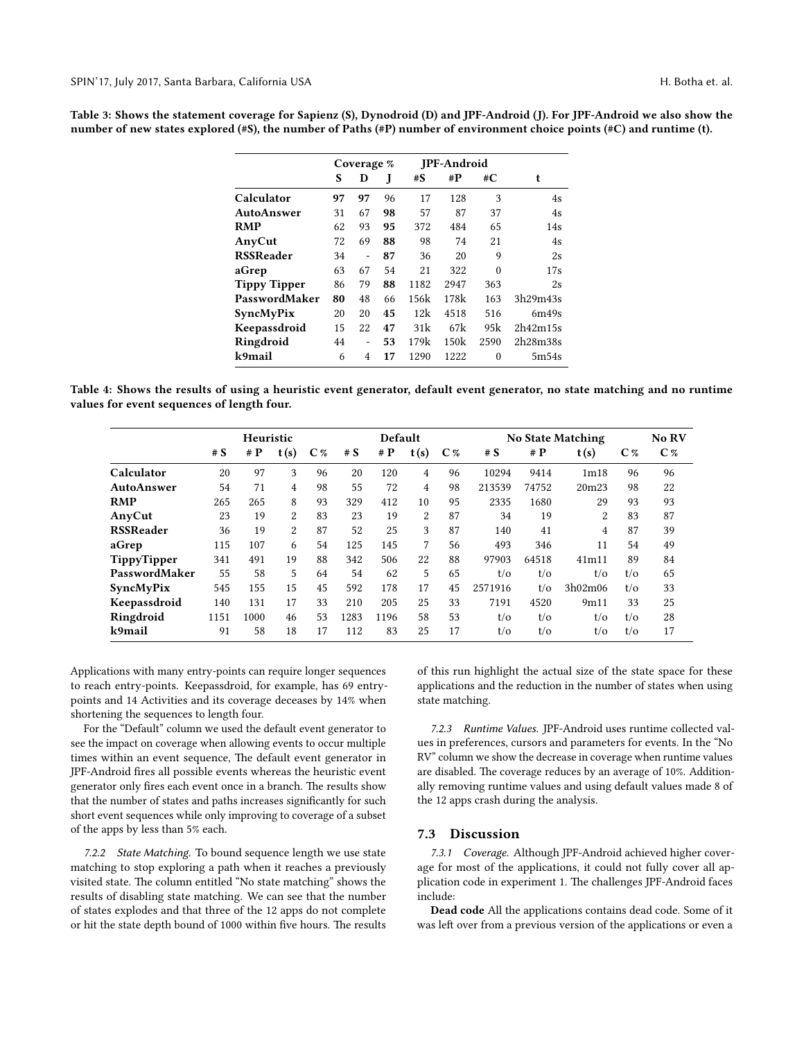Table 3: Shows the statement coverage for Sapienz (S), Dynodroid (D) and JPF-Android (J). For JPF-Android we also show the number of new states explored (#S), the number of Paths (#P) number of environment choice points (#C) and runtime (t).

| | Coverage % | | | JPF-Android | | | |
|---|---|---|---|---|---|---|---|
| | S | D | J | #S | #P | #C | t |
| **Calculator** | **97** | **97** | 96 | 17 | 128 | 3 | 4s |
| **AutoAnswer** | 31 | 67 | **98** | 57 | 87 | 37 | 4s |
| **RMP** | 62 | 93 | **95** | 372 | 484 | 65 | 14s |
| **AnyCut** | 72 | 69 | **88** | 98 | 74 | 21 | 4s |
| **RSSReader** | 34 | - | **87** | 36 | 20 | 9 | 2s |
| **aGrep** | 63 | 67 | 54 | 21 | 322 | 0 | 17s |
| **Tippy Tipper** | 86 | 79 | **88** | 1182 | 2947 | 363 | 2s |
| **PasswordMaker** | **80** | 48 | 66 | 156k | 178k | 163 | 3h29m43s |
| **SyncMyPix** | 20 | 20 | **45** | 12k | 4518 | 516 | 6m49s |
| **Keepassdroid** | 15 | 22 | **47** | 31k | 67k | 95k | 2h42m15s |
| **Ringdroid** | 44 | - | **53** | 179k | 150k | 2590 | 2h28m38s |
| **k9mail** | 6 | 4 | **17** | 1290 | 1222 | 0 | 5m54s |

Table 4: Shows the results of using a heuristic event generator, default event generator, no state matching and no runtime values for event sequences of length four.

| | Heuristic | | | | Default | | | | No State Matching | | | | No RV |
|---|---|---|---|---|---|---|---|---|---|---|---|---|---|
| | # S | # P | t (s) | C % | # S | # P | t (s) | C % | # S | # P | t (s) | C % | C % |
| **Calculator** | 20 | 97 | 3 | 96 | 20 | 120 | 4 | 96 | 10294 | 9414 | 1m18 | 96 | 96 |
| **AutoAnswer** | 54 | 71 | 4 | 98 | 55 | 72 | 4 | 98 | 213539 | 74752 | 20m23 | 98 | 22 |
| **RMP** | 265 | 265 | 8 | 93 | 329 | 412 | 10 | 95 | 2335 | 1680 | 29 | 93 | 93 |
| **AnyCut** | 23 | 19 | 2 | 83 | 23 | 19 | 2 | 87 | 34 | 19 | 2 | 83 | 87 |
| **RSSReader** | 36 | 19 | 2 | 87 | 52 | 25 | 3 | 87 | 140 | 41 | 4 | 87 | 39 |
| **aGrep** | 115 | 107 | 6 | 54 | 125 | 145 | 7 | 56 | 493 | 346 | 11 | 54 | 49 |
| **TippyTipper** | 341 | 491 | 19 | 88 | 342 | 506 | 22 | 88 | 97903 | 64518 | 41m11 | 89 | 84 |
| **PasswordMaker** | 55 | 58 | 5 | 64 | 54 | 62 | 5 | 65 | t/o | t/o | t/o | t/o | 65 |
| **SyncMyPix** | 545 | 155 | 15 | 45 | 592 | 178 | 17 | 45 | 2571916 | t/o | 3h02m06 | t/o | 33 |
| **Keepassdroid** | 140 | 131 | 17 | 33 | 210 | 205 | 25 | 33 | 7191 | 4520 | 9m11 | 33 | 25 |
| **Ringdroid** | 1151 | 1000 | 46 | 53 | 1283 | 1196 | 58 | 53 | t/o | t/o | t/o | t/o | 28 |
| **k9mail** | 91 | 58 | 18 | 17 | 112 | 83 | 25 | 17 | t/o | t/o | t/o | t/o | 17 |

Applications with many entry-points can require longer sequences to reach entry-points. Keepassdroid, for example, has 69 entry-points and 14 Activities and its coverage deceases by 14% when shortening the sequences to length four.

For the "Default" column we used the default event generator to see the impact on coverage when allowing events to occur multiple times within an event sequence, The default event generator in JPF-Android fires all possible events whereas the heuristic event generator only fires each event once in a branch. The results show that the number of states and paths increases significantly for such short event sequences while only improving to coverage of a subset of the apps by less than 5% each.

*7.2.2 State Matching.* To bound sequence length we use state matching to stop exploring a path when it reaches a previously visited state. The column entitled "No state matching" shows the results of disabling state matching. We can see that the number of states explodes and that three of the 12 apps do not complete or hit the state depth bound of 1000 within five hours. The results of this run highlight the actual size of the state space for these applications and the reduction in the number of states when using state matching.

*7.2.3 Runtime Values.* JPF-Android uses runtime collected values in preferences, cursors and parameters for events. In the "No RV" column we show the decrease in coverage when runtime values are disabled. The coverage reduces by an average of 10%. Additionally removing runtime values and using default values made 8 of the 12 apps crash during the analysis.

### 7.3 Discussion

*7.3.1 Coverage.* Although JPF-Android achieved higher coverage for most of the applications, it could not fully cover all application code in experiment 1. The challenges JPF-Android faces include:

**Dead code** All the applications contains dead code. Some of it was left over from a previous version of the applications or even a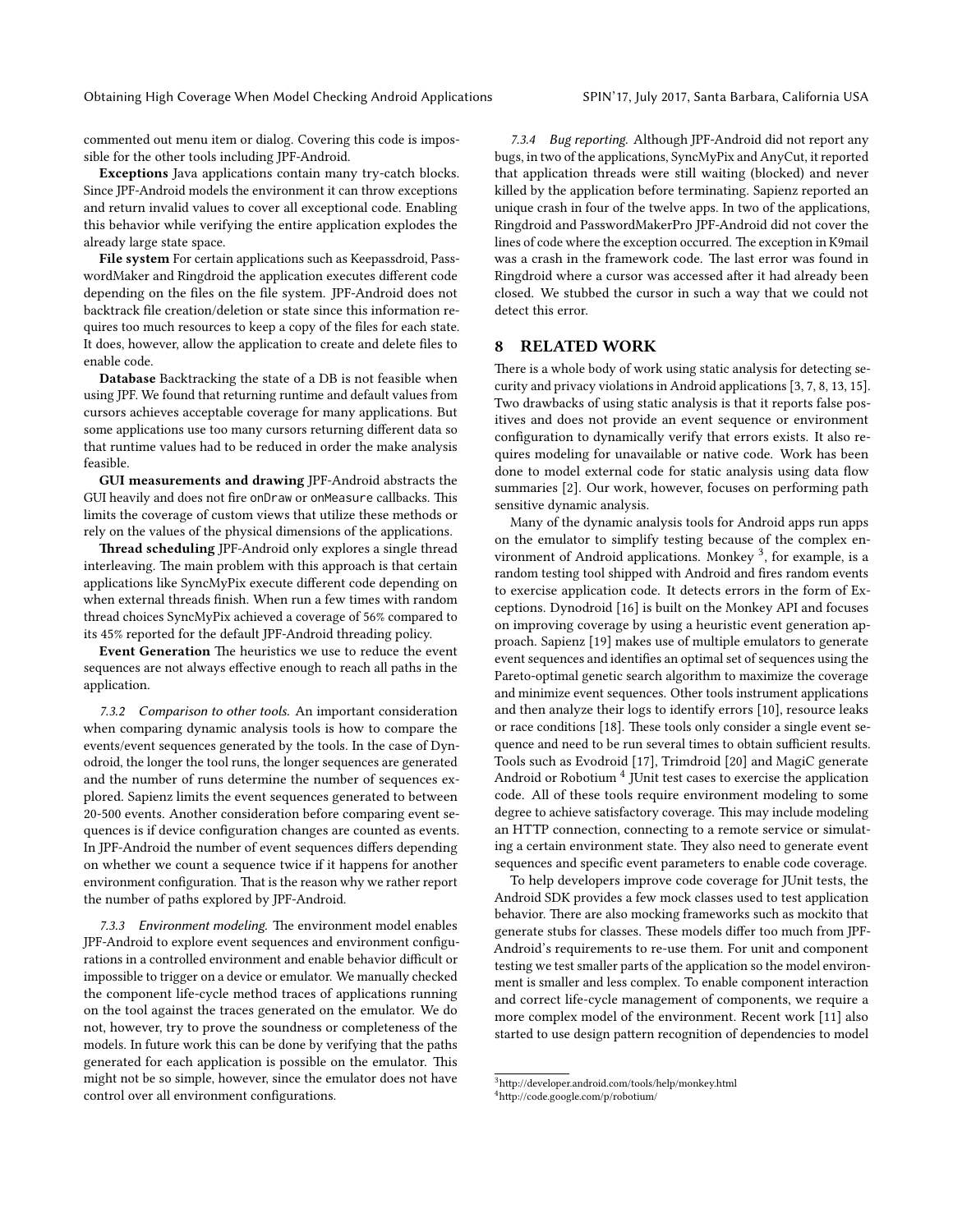commented out menu item or dialog. Covering this code is impossible for the other tools including JPF-Android.

**Exceptions** Java applications contain many try-catch blocks. Since JPF-Android models the environment it can throw exceptions and return invalid values to cover all exceptional code. Enabling this behavior while verifying the entire application explodes the already large state space.

**File system** For certain applications such as Keepassdroid, PasswordMaker and Ringdroid the application executes different code depending on the files on the file system. JPF-Android does not backtrack file creation/deletion or state since this information requires too much resources to keep a copy of the files for each state. It does, however, allow the application to create and delete files to enable code.

**Database** Backtracking the state of a DB is not feasible when using JPF. We found that returning runtime and default values from cursors achieves acceptable coverage for many applications. But some applications use too many cursors returning different data so that runtime values had to be reduced in order the make analysis feasible.

**GUI measurements and drawing** JPF-Android abstracts the GUI heavily and does not fire `onDraw` or `onMeasure` callbacks. This limits the coverage of custom views that utilize these methods or rely on the values of the physical dimensions of the applications.

**Thread scheduling** JPF-Android only explores a single thread interleaving. The main problem with this approach is that certain applications like SyncMyPix execute different code depending on when external threads finish. When run a few times with random thread choices SyncMyPix achieved a coverage of 56% compared to its 45% reported for the default JPF-Android threading policy.

**Event Generation** The heuristics we use to reduce the event sequences are not always effective enough to reach all paths in the application.

#### 7.3.2 *Comparison to other tools.*

An important consideration when comparing dynamic analysis tools is how to compare the events/event sequences generated by the tools. In the case of Dynodroid, the longer the tool runs, the longer sequences are generated and the number of runs determine the number of sequences explored. Sapienz limits the event sequences generated to between 20-500 events. Another consideration before comparing event sequences is if device configuration changes are counted as events. In JPF-Android the number of event sequences differs depending on whether we count a sequence twice if it happens for another environment configuration. That is the reason why we rather report the number of paths explored by JPF-Android.

#### 7.3.3 *Environment modeling.*

The environment model enables JPF-Android to explore event sequences and environment configurations in a controlled environment and enable behavior difficult or impossible to trigger on a device or emulator. We manually checked the component life-cycle method traces of applications running on the tool against the traces generated on the emulator. We do not, however, try to prove the soundness or completeness of the models. In future work this can be done by verifying that the paths generated for each application is possible on the emulator. This might not be so simple, however, since the emulator does not have control over all environment configurations.

#### 7.3.4 *Bug reporting.*

Although JPF-Android did not report any bugs, in two of the applications, SyncMyPix and AnyCut, it reported that application threads were still waiting (blocked) and never killed by the application before terminating. Sapienz reported an unique crash in four of the twelve apps. In two of the applications, Ringdroid and PasswordMakerPro JPF-Android did not cover the lines of code where the exception occurred. The exception in K9mail was a crash in the framework code. The last error was found in Ringdroid where a cursor was accessed after it had already been closed. We stubbed the cursor in such a way that we could not detect this error.

## 8 RELATED WORK

There is a whole body of work using static analysis for detecting security and privacy violations in Android applications [3, 7, 8, 13, 15]. Two drawbacks of using static analysis is that it reports false positives and does not provide an event sequence or environment configuration to dynamically verify that errors exists. It also requires modeling for unavailable or native code. Work has been done to model external code for static analysis using data flow summaries [2]. Our work, however, focuses on performing path sensitive dynamic analysis.

Many of the dynamic analysis tools for Android apps run apps on the emulator to simplify testing because of the complex environment of Android applications. Monkey [3], for example, is a random testing tool shipped with Android and fires random events to exercise application code. It detects errors in the form of Exceptions. Dynodroid [16] is built on the Monkey API and focuses on improving coverage by using a heuristic event generation approach. Sapienz [19] makes use of multiple emulators to generate event sequences and identifies an optimal set of sequences using the Pareto-optimal genetic search algorithm to maximize the coverage and minimize event sequences. Other tools instrument applications and then analyze their logs to identify errors [10], resource leaks or race conditions [18]. These tools only consider a single event sequence and need to be run several times to obtain sufficient results. Tools such as Evodroid [17], Trimdroid [20] and MagiC generate Android or Robotium [4] JUnit test cases to exercise the application code. All of these tools require environment modeling to some degree to achieve satisfactory coverage. This may include modeling an HTTP connection, connecting to a remote service or simulating a certain environment state. They also need to generate event sequences and specific event parameters to enable code coverage.

To help developers improve code coverage for JUnit tests, the Android SDK provides a few mock classes used to test application behavior. There are also mocking frameworks such as mockito that generate stubs for classes. These models differ too much from JPF-Android's requirements to re-use them. For unit and component testing we test smaller parts of the application so the model environment is smaller and less complex. To enable component interaction and correct life-cycle management of components, we require a more complex model of the environment. Recent work [11] also started to use design pattern recognition of dependencies to model

[3] http://developer.android.com/tools/help/monkey.html

[4] http://code.google.com/p/robotium/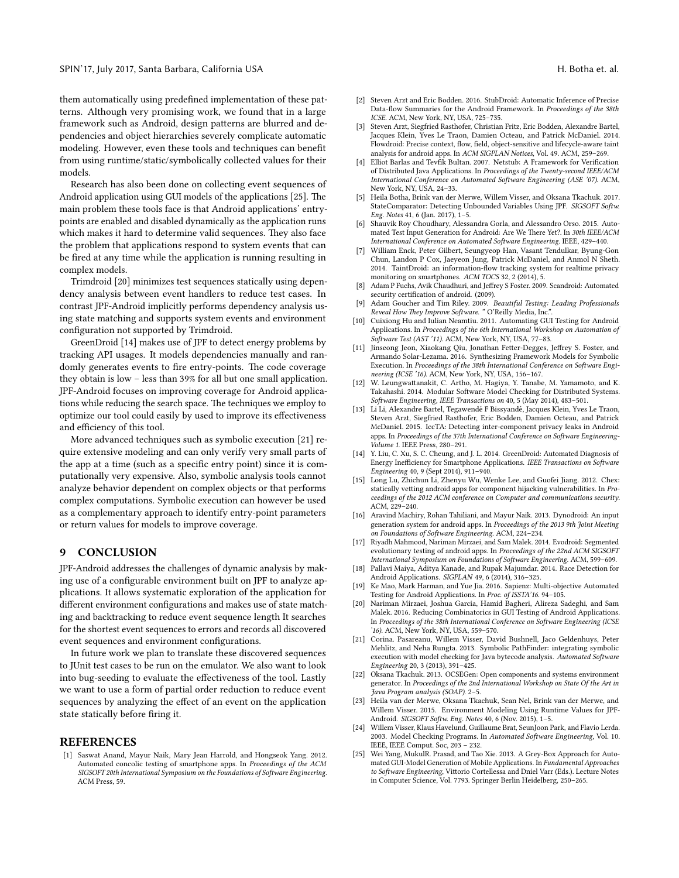them automatically using predefined implementation of these patterns. Although very promising work, we found that in a large framework such as Android, design patterns are blurred and dependencies and object hierarchies severely complicate automatic modeling. However, even these tools and techniques can benefit from using runtime/static/symbolically collected values for their models.

Research has also been done on collecting event sequences of Android application using GUI models of the applications [25]. The main problem these tools face is that Android applications' entry-points are enabled and disabled dynamically as the application runs which makes it hard to determine valid sequences. They also face the problem that applications respond to system events that can be fired at any time while the application is running resulting in complex models.

Trimdroid [20] minimizes test sequences statically using dependency analysis between event handlers to reduce test cases. In contrast JPF-Android implicitly performs dependency analysis using state matching and supports system events and environment configuration not supported by Trimdroid.

GreenDroid [14] makes use of JPF to detect energy problems by tracking API usages. It models dependencies manually and randomly generates events to fire entry-points. The code coverage they obtain is low – less than 39% for all but one small application. JPF-Android focuses on improving coverage for Android applications while reducing the search space. The techniques we employ to optimize our tool could easily by used to improve its effectiveness and efficiency of this tool.

More advanced techniques such as symbolic execution [21] require extensive modeling and can only verify very small parts of the app at a time (such as a specific entry point) since it is computationally very expensive. Also, symbolic analysis tools cannot analyze behavior dependent on complex objects or that performs complex computations. Symbolic execution can however be used as a complementary approach to identify entry-point parameters or return values for models to improve coverage.

## 9 CONCLUSION

JPF-Android addresses the challenges of dynamic analysis by making use of a configurable environment built on JPF to analyze applications. It allows systematic exploration of the application for different environment configurations and makes use of state matching and backtracking to reduce event sequence length It searches for the shortest event sequences to errors and records all discovered event sequences and environment configurations.

In future work we plan to translate these discovered sequences to JUnit test cases to be run on the emulator. We also want to look into bug-seeding to evaluate the effectiveness of the tool. Lastly we want to use a form of partial order reduction to reduce event sequences by analyzing the effect of an event on the application state statically before firing it.

## REFERENCES

[1] Saswat Anand, Mayur Naik, Mary Jean Harrold, and Hongseok Yang. 2012. Automated concolic testing of smartphone apps. In *Proceedings of the ACM SIGSOFT 20th International Symposium on the Foundations of Software Engineering*. ACM Press, 59.

[2] Steven Arzt and Eric Bodden. 2016. StubDroid: Automatic Inference of Precise Data-flow Summaries for the Android Framework. In *Proceedings of the 38th ICSE*. ACM, New York, NY, USA, 725–735.

[3] Steven Arzt, Siegfried Rasthofer, Christian Fritz, Eric Bodden, Alexandre Bartel, Jacques Klein, Yves Le Traon, Damien Octeau, and Patrick McDaniel. 2014. Flowdroid: Precise context, flow, field, object-sensitive and lifecycle-aware taint analysis for android apps. In *ACM SIGPLAN Notices*, Vol. 49. ACM, 259–269.

[4] Elliot Barlas and Tevfik Bultan. 2007. Netstub: A Framework for Verification of Distributed Java Applications. In *Proceedings of the Twenty-second IEEE/ACM International Conference on Automated Software Engineering (ASE '07)*. ACM, New York, NY, USA, 24–33.

[5] Heila Botha, Brink van der Merwe, Willem Visser, and Oksana Tkachuk. 2017. StateComparator: Detecting Unbounded Variables Using JPF. *SIGSOFT Softw. Eng. Notes* 41, 6 (Jan. 2017), 1–5.

[6] Shauvik Roy Choudhary, Alessandra Gorla, and Alessandro Orso. 2015. Automated Test Input Generation for Android: Are We There Yet?. In *30th IEEE/ACM International Conference on Automated Software Engineering*. IEEE, 429–440.

[7] William Enck, Peter Gilbert, Seungyeop Han, Vasant Tendulkar, Byung-Gon Chun, Landon P Cox, Jaeyeon Jung, Patrick McDaniel, and Anmol N Sheth. 2014. TaintDroid: an information-flow tracking system for realtime privacy monitoring on smartphones. *ACM TOCS* 32, 2 (2014), 5.

[8] Adam P Fuchs, Avik Chaudhuri, and Jeffrey S Foster. 2009. Scandroid: Automated security certification of android. (2009).

[9] Adam Goucher and Tim Riley. 2009. *Beautiful Testing: Leading Professionals Reveal How They Improve Software.* " O'Reilly Media, Inc.".

[10] Cuixiong Hu and Iulian Neamtiu. 2011. Automating GUI Testing for Android Applications. In *Proceedings of the 6th International Workshop on Automation of Software Test (AST '11)*. ACM, New York, NY, USA, 77–83.

[11] Jinseong Jeon, Xiaokang Qiu, Jonathan Fetter-Degges, Jeffrey S. Foster, and Armando Solar-Lezama. 2016. Synthesizing Framework Models for Symbolic Execution. In *Proceedings of the 38th International Conference on Software Engineering (ICSE '16)*. ACM, New York, NY, USA, 156–167.

[12] W. Leungwattanakit, C. Artho, M. Hagiya, Y. Tanabe, M. Yamamoto, and K. Takahashi. 2014. Modular Software Model Checking for Distributed Systems. *Software Engineering, IEEE Transactions on* 40, 5 (May 2014), 483–501.

[13] Li Li, Alexandre Bartel, Tegawendé F Bissyandé, Jacques Klein, Yves Le Traon, Steven Arzt, Siegfried Rasthofer, Eric Bodden, Damien Octeau, and Patrick McDaniel. 2015. IccTA: Detecting inter-component privacy leaks in Android apps. In *Proceedings of the 37th International Conference on Software Engineering-Volume 1*. IEEE Press, 280–291.

[14] Y. Liu, C. Xu, S. C. Cheung, and J. L. 2014. GreenDroid: Automated Diagnosis of Energy Inefficiency for Smartphone Applications. *IEEE Transactions on Software Engineering* 40, 9 (Sept 2014), 911–940.

[15] Long Lu, Zhichun Li, Zhenyu Wu, Wenke Lee, and Guofei Jiang. 2012. Chex: statically vetting android apps for component hijacking vulnerabilities. In *Proceedings of the 2012 ACM conference on Computer and communications security*. ACM, 229–240.

[16] Aravind Machiry, Rohan Tahiliani, and Mayur Naik. 2013. Dynodroid: An input generation system for android apps. In *Proceedings of the 2013 9th Joint Meeting on Foundations of Software Engineering*. ACM, 224–234.

[17] Riyadh Mahmood, Nariman Mirzaei, and Sam Malek. 2014. Evodroid: Segmented evolutionary testing of android apps. In *Proceedings of the 22nd ACM SIGSOFT International Symposium on Foundations of Software Engineering*. ACM, 599–609.

[18] Pallavi Maiya, Aditya Kanade, and Rupak Majumdar. 2014. Race Detection for Android Applications. *SIGPLAN* 49, 6 (2014), 316–325.

[19] Ke Mao, Mark Harman, and Yue Jia. 2016. Sapienz: Multi-objective Automated Testing for Android Applications. In *Proc. of ISSTA'16*. 94–105.

[20] Nariman Mirzaei, Joshua Garcia, Hamid Bagheri, Alireza Sadeghi, and Sam Malek. 2016. Reducing Combinatorics in GUI Testing of Android Applications. In *Proceedings of the 38th International Conference on Software Engineering (ICSE '16)*. ACM, New York, NY, USA, 559–570.

[21] Corina. Pasareanu, Willem Visser, David Bushnell, Jaco Geldenhuys, Peter Mehlitz, and Neha Rungta. 2013. Symbolic PathFinder: integrating symbolic execution with model checking for Java bytecode analysis. *Automated Software Engineering* 20, 3 (2013), 391–425.

[22] Oksana Tkachuk. 2013. OCSEGen: Open components and systems environment generator. In *Proceedings of the 2nd International Workshop on State Of the Art in Java Program analysis (SOAP)*. 2–5.

[23] Heila van der Merwe, Oksana Tkachuk, Sean Nel, Brink van der Merwe, and Willem Visser. 2015. Environment Modeling Using Runtime Values for JPF-Android. *SIGSOFT Softw. Eng. Notes* 40, 6 (Nov. 2015), 1–5.

[24] Willem Visser, Klaus Havelund, Guillaume Brat, SeunJoon Park, and Flavio Lerda. 2003. Model Checking Programs. In *Automated Software Engineering*, Vol. 10. IEEE, IEEE Comput. Soc, 203 – 232.

[25] Wei Yang, MukulR. Prasad, and Tao Xie. 2013. A Grey-Box Approach for Automated GUI-Model Generation of Mobile Applications. In *Fundamental Approaches to Software Engineering*, Vittorio Cortellessa and Dniel Varr (Eds.). Lecture Notes in Computer Science, Vol. 7793. Springer Berlin Heidelberg, 250–265.